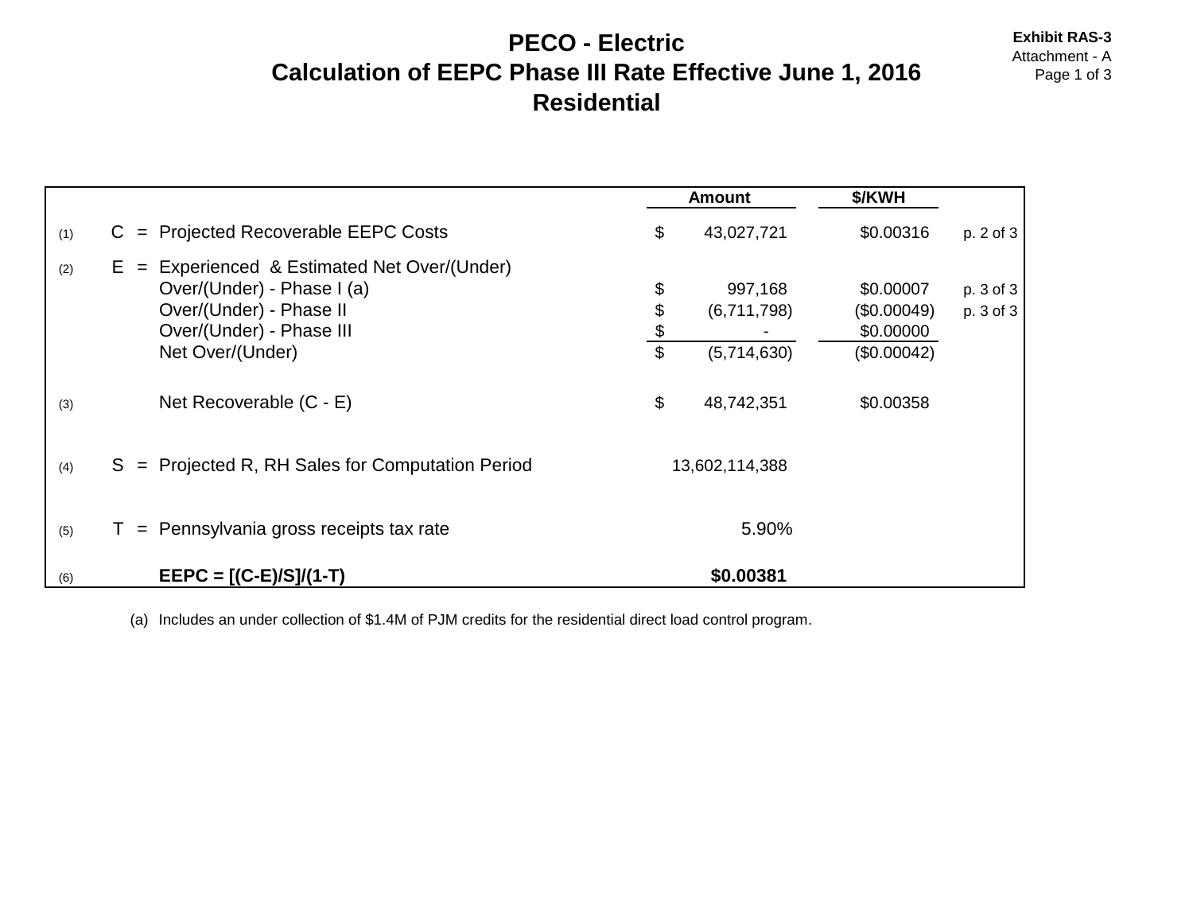Exhibit RAS-3
Attachment - A
Page 1 of 3

# PECO - Electric
## Calculation of EEPC Phase III Rate Effective June 1, 2016
## Residential

| | | | | Amount | $/KWH | |
|---|---|---|---|---|---|---|
| (1) | C | = | Projected Recoverable EEPC Costs | $ 43,027,721 | $0.00316 | p. 2 of 3 |
| (2) | E | = | Experienced & Estimated Net Over/(Under) | | | |
| | | | Over/(Under) - Phase I (a) | $ 997,168 | $0.00007 | p. 3 of 3 |
| | | | Over/(Under) - Phase II | $ (6,711,798) | ($0.00049) | p. 3 of 3 |
| | | | Over/(Under) - Phase III | $ - | $0.00000 | |
| | | | Net Over/(Under) | $ (5,714,630) | ($0.00042) | |
| (3) | | | Net Recoverable (C - E) | $ 48,742,351 | $0.00358 | |
| (4) | S | = | Projected R, RH Sales for Computation Period | 13,602,114,388 | | |
| (5) | T | = | Pennsylvania gross receipts tax rate | 5.90% | | |
| (6) | | | **EEPC = [(C-E)/S]/(1-T)** | **$0.00381** | | |

(a) Includes an under collection of $1.4M of PJM credits for the residential direct load control program.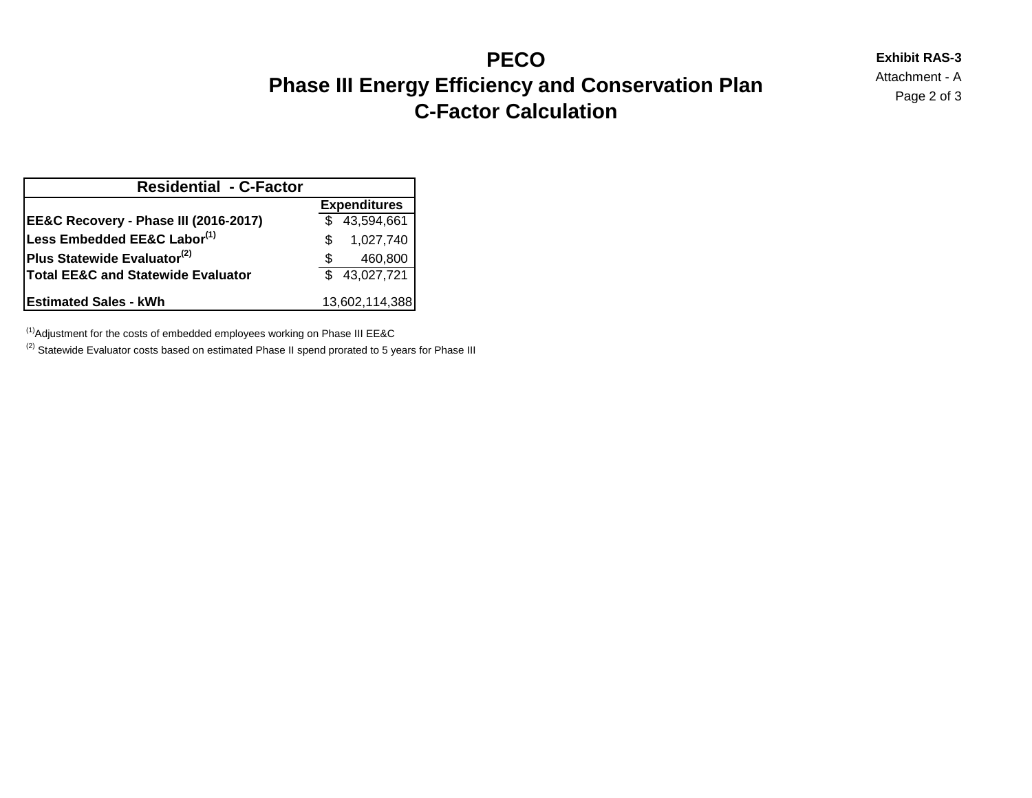**Exhibit RAS-3**
Attachment - A

# PECO
# Phase III Energy Efficiency and Conservation Plan
# C-Factor Calculation

| Residential - C-Factor | |
|---|---|
| | **Expenditures** |
| **EE&C Recovery - Phase III (2016-2017)** | $ 43,594,661 |
| **Less Embedded EE&C Labor[1]** | $ 1,027,740 |
| **Plus Statewide Evaluator[2]** | $ 460,800 |
| **Total EE&C and Statewide Evaluator** | $ 43,027,721 |
| **Estimated Sales - kWh** | 13,602,114,388 |

[1]Adjustment for the costs of embedded employees working on Phase III EE&C

[2] Statewide Evaluator costs based on estimated Phase II spend prorated to 5 years for Phase III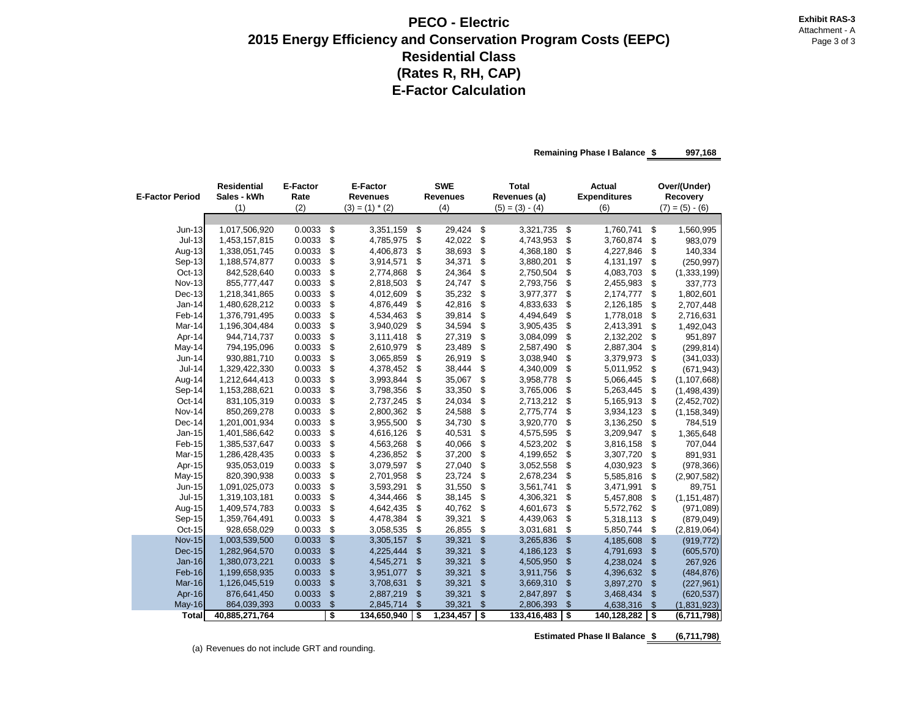**Exhibit RAS-3**
Attachment - A

# PECO - Electric
## 2015 Energy Efficiency and Conservation Program Costs (EEPC)
## Residential Class
## (Rates R, RH, CAP)
## E-Factor Calculation

**Remaining Phase I Balance $ 997,168**

| E-Factor Period | Residential Sales - kWh (1) | E-Factor Rate (2) | E-Factor Revenues (3) = (1) * (2) | SWE Revenues (4) | Total Revenues (a) (5) = (3) - (4) | Actual Expenditures (6) | Over/(Under) Recovery (7) = (5) - (6) |
|---|---|---|---|---|---|---|---|
| Jun-13 | 1,017,506,920 | 0.0033 | $ 3,351,159 | $ 29,424 | $ 3,321,735 | $ 1,760,741 | $ 1,560,995 |
| Jul-13 | 1,453,157,815 | 0.0033 | $ 4,785,975 | $ 42,022 | $ 4,743,953 | $ 3,760,874 | $ 983,079 |
| Aug-13 | 1,338,051,745 | 0.0033 | $ 4,406,873 | $ 38,693 | $ 4,368,180 | $ 4,227,846 | $ 140,334 |
| Sep-13 | 1,188,574,877 | 0.0033 | $ 3,914,571 | $ 34,371 | $ 3,880,201 | $ 4,131,197 | $ (250,997) |
| Oct-13 | 842,528,640 | 0.0033 | $ 2,774,868 | $ 24,364 | $ 2,750,504 | $ 4,083,703 | $ (1,333,199) |
| Nov-13 | 855,777,447 | 0.0033 | $ 2,818,503 | $ 24,747 | $ 2,793,756 | $ 2,455,983 | $ 337,773 |
| Dec-13 | 1,218,341,865 | 0.0033 | $ 4,012,609 | $ 35,232 | $ 3,977,377 | $ 2,174,777 | $ 1,802,601 |
| Jan-14 | 1,480,628,212 | 0.0033 | $ 4,876,449 | $ 42,816 | $ 4,833,633 | $ 2,126,185 | $ 2,707,448 |
| Feb-14 | 1,376,791,495 | 0.0033 | $ 4,534,463 | $ 39,814 | $ 4,494,649 | $ 1,778,018 | $ 2,716,631 |
| Mar-14 | 1,196,304,484 | 0.0033 | $ 3,940,029 | $ 34,594 | $ 3,905,435 | $ 2,413,391 | $ 1,492,043 |
| Apr-14 | 944,714,737 | 0.0033 | $ 3,111,418 | $ 27,319 | $ 3,084,099 | $ 2,132,202 | $ 951,897 |
| May-14 | 794,195,096 | 0.0033 | $ 2,610,979 | $ 23,489 | $ 2,587,490 | $ 2,887,304 | $ (299,814) |
| Jun-14 | 930,881,710 | 0.0033 | $ 3,065,859 | $ 26,919 | $ 3,038,940 | $ 3,379,973 | $ (341,033) |
| Jul-14 | 1,329,422,330 | 0.0033 | $ 4,378,452 | $ 38,444 | $ 4,340,009 | $ 5,011,952 | $ (671,943) |
| Aug-14 | 1,212,644,413 | 0.0033 | $ 3,993,844 | $ 35,067 | $ 3,958,778 | $ 5,066,445 | $ (1,107,668) |
| Sep-14 | 1,153,288,621 | 0.0033 | $ 3,798,356 | $ 33,350 | $ 3,765,006 | $ 5,263,445 | $ (1,498,439) |
| Oct-14 | 831,105,319 | 0.0033 | $ 2,737,245 | $ 24,034 | $ 2,713,212 | $ 5,165,913 | $ (2,452,702) |
| Nov-14 | 850,269,278 | 0.0033 | $ 2,800,362 | $ 24,588 | $ 2,775,774 | $ 3,934,123 | $ (1,158,349) |
| Dec-14 | 1,201,001,934 | 0.0033 | $ 3,955,500 | $ 34,730 | $ 3,920,770 | $ 3,136,250 | $ 784,519 |
| Jan-15 | 1,401,586,642 | 0.0033 | $ 4,616,126 | $ 40,531 | $ 4,575,595 | $ 3,209,947 | $ 1,365,648 |
| Feb-15 | 1,385,537,647 | 0.0033 | $ 4,563,268 | $ 40,066 | $ 4,523,202 | $ 3,816,158 | $ 707,044 |
| Mar-15 | 1,286,428,435 | 0.0033 | $ 4,236,852 | $ 37,200 | $ 4,199,652 | $ 3,307,720 | $ 891,931 |
| Apr-15 | 935,053,019 | 0.0033 | $ 3,079,597 | $ 27,040 | $ 3,052,558 | $ 4,030,923 | $ (978,366) |
| May-15 | 820,390,938 | 0.0033 | $ 2,701,958 | $ 23,724 | $ 2,678,234 | $ 5,585,816 | $ (2,907,582) |
| Jun-15 | 1,091,025,073 | 0.0033 | $ 3,593,291 | $ 31,550 | $ 3,561,741 | $ 3,471,991 | $ 89,751 |
| Jul-15 | 1,319,103,181 | 0.0033 | $ 4,344,466 | $ 38,145 | $ 4,306,321 | $ 5,457,808 | $ (1,151,487) |
| Aug-15 | 1,409,574,783 | 0.0033 | $ 4,642,435 | $ 40,762 | $ 4,601,673 | $ 5,572,762 | $ (971,089) |
| Sep-15 | 1,359,764,491 | 0.0033 | $ 4,478,384 | $ 39,321 | $ 4,439,063 | $ 5,318,113 | $ (879,049) |
| Oct-15 | 928,658,029 | 0.0033 | $ 3,058,535 | $ 26,855 | $ 3,031,681 | $ 5,850,744 | $ (2,819,064) |
| Nov-15 | 1,003,539,500 | 0.0033 | $ 3,305,157 | $ 39,321 | $ 3,265,836 | $ 4,185,608 | $ (919,772) |
| Dec-15 | 1,282,964,570 | 0.0033 | $ 4,225,444 | $ 39,321 | $ 4,186,123 | $ 4,791,693 | $ (605,570) |
| Jan-16 | 1,380,073,221 | 0.0033 | $ 4,545,271 | $ 39,321 | $ 4,505,950 | $ 4,238,024 | $ 267,926 |
| Feb-16 | 1,199,658,935 | 0.0033 | $ 3,951,077 | $ 39,321 | $ 3,911,756 | $ 4,396,632 | $ (484,876) |
| Mar-16 | 1,126,045,519 | 0.0033 | $ 3,708,631 | $ 39,321 | $ 3,669,310 | $ 3,897,270 | $ (227,961) |
| Apr-16 | 876,641,450 | 0.0033 | $ 2,887,219 | $ 39,321 | $ 2,847,897 | $ 3,468,434 | $ (620,537) |
| May-16 | 864,039,393 | 0.0033 | $ 2,845,714 | $ 39,321 | $ 2,806,393 | $ 4,638,316 | $ (1,831,923) |
| **Total** | **40,885,271,764** | | **$ 134,650,940** | **$ 1,234,457** | **$ 133,416,483** | **$ 140,128,282** | **$ (6,711,798)** |

**Estimated Phase II Balance $ (6,711,798)**

(a) Revenues do not include GRT and rounding.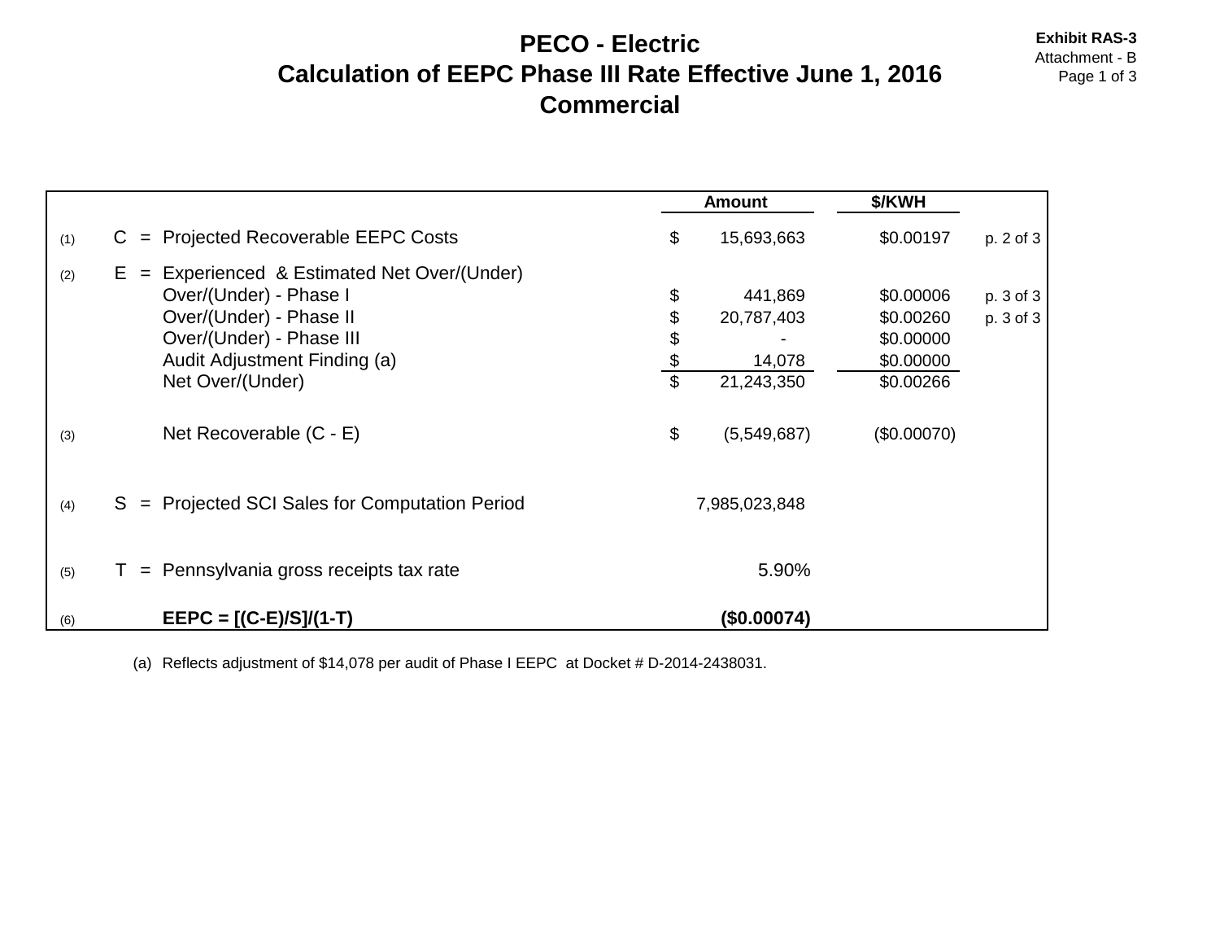Exhibit RAS-3
Attachment - B
Page 1 of 3

# PECO - Electric
## Calculation of EEPC Phase III Rate Effective June 1, 2016
## Commercial

| | | | | Amount | $/KWH | |
|---|---|---|---|---|---|---|
| (1) | C | = | Projected Recoverable EEPC Costs | $ 15,693,663 | $0.00197 | p. 2 of 3 |
| (2) | E | = | Experienced & Estimated Net Over/(Under) | | | |
| | | | Over/(Under) - Phase I | $ 441,869 | $0.00006 | p. 3 of 3 |
| | | | Over/(Under) - Phase II | $ 20,787,403 | $0.00260 | p. 3 of 3 |
| | | | Over/(Under) - Phase III | $ - | $0.00000 | |
| | | | Audit Adjustment Finding (a) | $ 14,078 | $0.00000 | |
| | | | Net Over/(Under) | $ 21,243,350 | $0.00266 | |
| (3) | | | Net Recoverable (C - E) | $ (5,549,687) | ($0.00070) | |
| (4) | S | = | Projected SCI Sales for Computation Period | 7,985,023,848 | | |
| (5) | T | = | Pennsylvania gross receipts tax rate | 5.90% | | |
| (6) | | | **EEPC = [(C-E)/S]/(1-T)** | **($0.00074)** | | |

(a) Reflects adjustment of $14,078 per audit of Phase I EEPC at Docket # D-2014-2438031.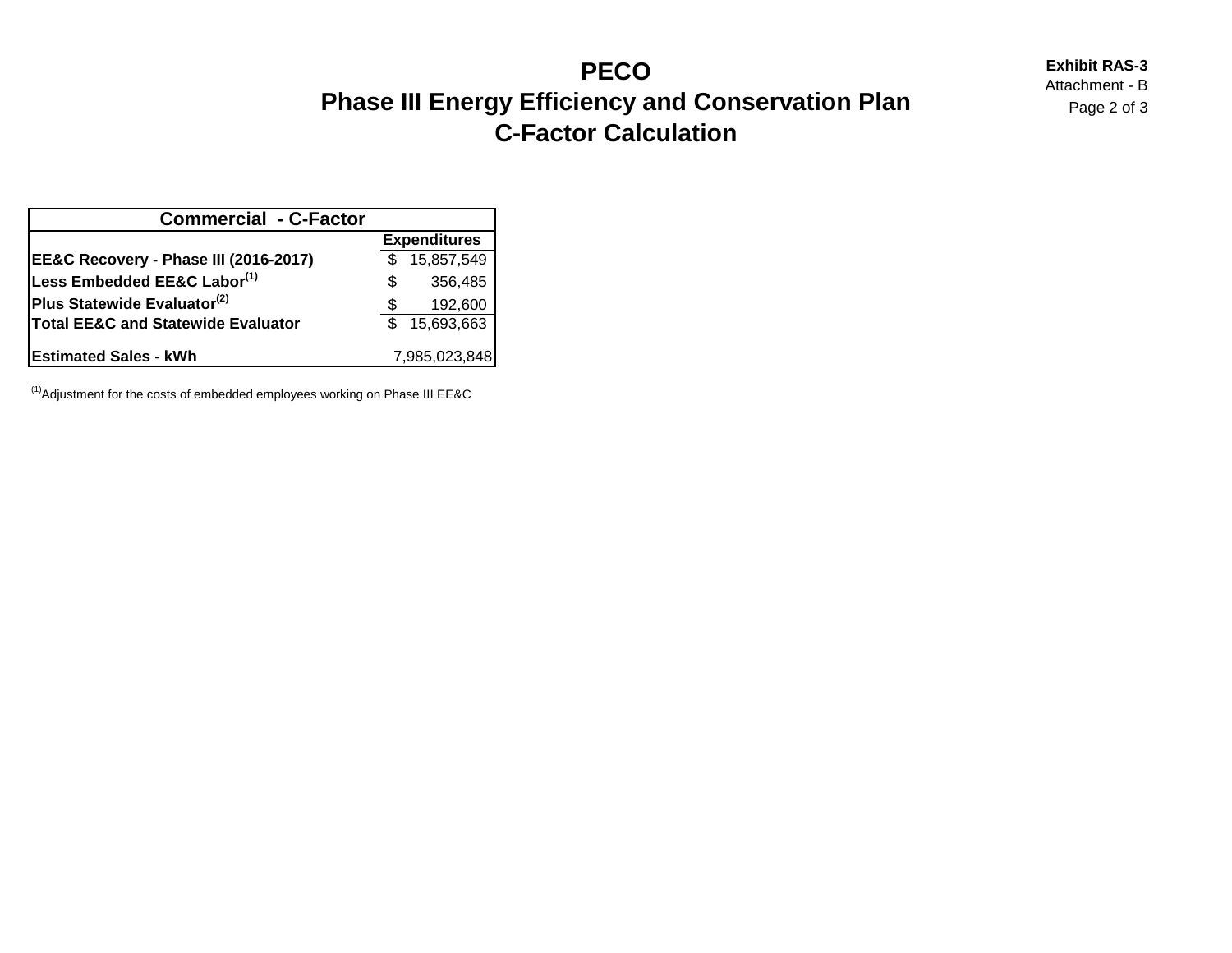# PECO
## Phase III Energy Efficiency and Conservation Plan
## C-Factor Calculation

**Exhibit RAS-3**
Attachment - B

| **Commercial - C-Factor** | |
|---|---|
| | **Expenditures** |
| **EE&C Recovery - Phase III (2016-2017)** | $ 15,857,549 |
| **Less Embedded EE&C Labor[(1)]** | $ 356,485 |
| **Plus Statewide Evaluator[(2)]** | $ 192,600 |
| **Total EE&C and Statewide Evaluator** | $ 15,693,663 |
| **Estimated Sales - kWh** | 7,985,023,848 |

[(1)] Adjustment for the costs of embedded employees working on Phase III EE&C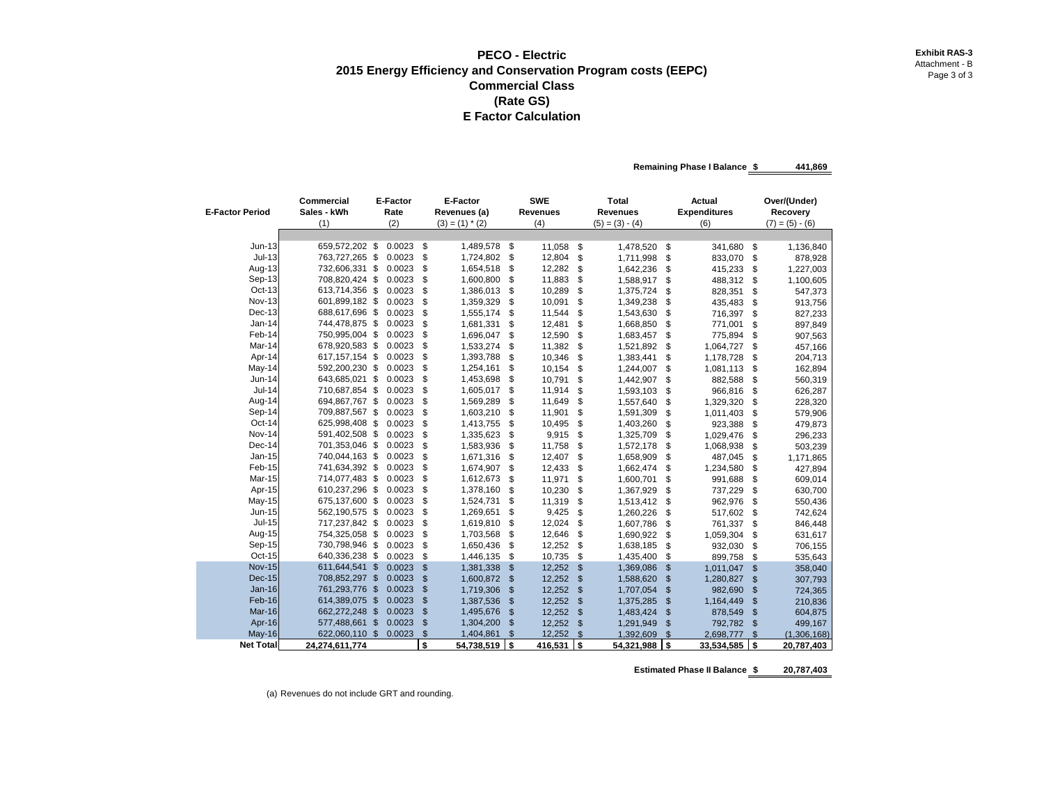**Exhibit RAS-3**
Attachment - B

# PECO - Electric
## 2015 Energy Efficiency and Conservation Program costs (EEPC)
## Commercial Class
## (Rate GS)
## E Factor Calculation

**Remaining Phase I Balance $ 441,869**

| E-Factor Period | Commercial Sales - kWh (1) | E-Factor Rate (2) | E-Factor Revenues (a) (3) = (1) * (2) | SWE Revenues (4) | Total Revenues (5) = (3) - (4) | Actual Expenditures (6) | Over/(Under) Recovery (7) = (5) - (6) |
|---|---|---|---|---|---|---|---|
| Jun-13 | 659,572,202 | $ 0.0023 | $ 1,489,578 | $ 11,058 | $ 1,478,520 | $ 341,680 | $ 1,136,840 |
| Jul-13 | 763,727,265 | $ 0.0023 | $ 1,724,802 | $ 12,804 | $ 1,711,998 | $ 833,070 | $ 878,928 |
| Aug-13 | 732,606,331 | $ 0.0023 | $ 1,654,518 | $ 12,282 | $ 1,642,236 | $ 415,233 | $ 1,227,003 |
| Sep-13 | 708,820,424 | $ 0.0023 | $ 1,600,800 | $ 11,883 | $ 1,588,917 | $ 488,312 | $ 1,100,605 |
| Oct-13 | 613,714,356 | $ 0.0023 | $ 1,386,013 | $ 10,289 | $ 1,375,724 | $ 828,351 | $ 547,373 |
| Nov-13 | 601,899,182 | $ 0.0023 | $ 1,359,329 | $ 10,091 | $ 1,349,238 | $ 435,483 | $ 913,756 |
| Dec-13 | 688,617,696 | $ 0.0023 | $ 1,555,174 | $ 11,544 | $ 1,543,630 | $ 716,397 | $ 827,233 |
| Jan-14 | 744,478,875 | $ 0.0023 | $ 1,681,331 | $ 12,481 | $ 1,668,850 | $ 771,001 | $ 897,849 |
| Feb-14 | 750,995,004 | $ 0.0023 | $ 1,696,047 | $ 12,590 | $ 1,683,457 | $ 775,894 | $ 907,563 |
| Mar-14 | 678,920,583 | $ 0.0023 | $ 1,533,274 | $ 11,382 | $ 1,521,892 | $ 1,064,727 | $ 457,166 |
| Apr-14 | 617,157,154 | $ 0.0023 | $ 1,393,788 | $ 10,346 | $ 1,383,441 | $ 1,178,728 | $ 204,713 |
| May-14 | 592,200,230 | $ 0.0023 | $ 1,254,161 | $ 10,154 | $ 1,244,007 | $ 1,081,113 | $ 162,894 |
| Jun-14 | 643,685,021 | $ 0.0023 | $ 1,453,698 | $ 10,791 | $ 1,442,907 | $ 882,588 | $ 560,319 |
| Jul-14 | 710,687,854 | $ 0.0023 | $ 1,605,017 | $ 11,914 | $ 1,593,103 | $ 966,816 | $ 626,287 |
| Aug-14 | 694,867,767 | $ 0.0023 | $ 1,569,289 | $ 11,649 | $ 1,557,640 | $ 1,329,320 | $ 228,320 |
| Sep-14 | 709,887,567 | $ 0.0023 | $ 1,603,210 | $ 11,901 | $ 1,591,309 | $ 1,011,403 | $ 579,906 |
| Oct-14 | 625,998,408 | $ 0.0023 | $ 1,413,755 | $ 10,495 | $ 1,403,260 | $ 923,388 | $ 479,873 |
| Nov-14 | 591,402,508 | $ 0.0023 | $ 1,335,623 | $ 9,915 | $ 1,325,709 | $ 1,029,476 | $ 296,233 |
| Dec-14 | 701,353,046 | $ 0.0023 | $ 1,583,936 | $ 11,758 | $ 1,572,178 | $ 1,068,938 | $ 503,239 |
| Jan-15 | 740,044,163 | $ 0.0023 | $ 1,671,316 | $ 12,407 | $ 1,658,909 | $ 487,045 | $ 1,171,865 |
| Feb-15 | 741,634,392 | $ 0.0023 | $ 1,674,907 | $ 12,433 | $ 1,662,474 | $ 1,234,580 | $ 427,894 |
| Mar-15 | 714,077,483 | $ 0.0023 | $ 1,612,673 | $ 11,971 | $ 1,600,701 | $ 991,688 | $ 609,014 |
| Apr-15 | 610,237,296 | $ 0.0023 | $ 1,378,160 | $ 10,230 | $ 1,367,929 | $ 737,229 | $ 630,700 |
| May-15 | 675,137,600 | $ 0.0023 | $ 1,524,731 | $ 11,319 | $ 1,513,412 | $ 962,976 | $ 550,436 |
| Jun-15 | 562,190,575 | $ 0.0023 | $ 1,269,651 | $ 9,425 | $ 1,260,226 | $ 517,602 | $ 742,624 |
| Jul-15 | 717,237,842 | $ 0.0023 | $ 1,619,810 | $ 12,024 | $ 1,607,786 | $ 761,337 | $ 846,448 |
| Aug-15 | 754,325,058 | $ 0.0023 | $ 1,703,568 | $ 12,646 | $ 1,690,922 | $ 1,059,304 | $ 631,617 |
| Sep-15 | 730,798,946 | $ 0.0023 | $ 1,650,436 | $ 12,252 | $ 1,638,185 | $ 932,030 | $ 706,155 |
| Oct-15 | 640,336,238 | $ 0.0023 | $ 1,446,135 | $ 10,735 | $ 1,435,400 | $ 899,758 | $ 535,643 |
| Nov-15 | 611,644,541 | $ 0.0023 | $ 1,381,338 | $ 12,252 | $ 1,369,086 | $ 1,011,047 | $ 358,040 |
| Dec-15 | 708,852,297 | $ 0.0023 | $ 1,600,872 | $ 12,252 | $ 1,588,620 | $ 1,280,827 | $ 307,793 |
| Jan-16 | 761,293,776 | $ 0.0023 | $ 1,719,306 | $ 12,252 | $ 1,707,054 | $ 982,690 | $ 724,365 |
| Feb-16 | 614,389,075 | $ 0.0023 | $ 1,387,536 | $ 12,252 | $ 1,375,285 | $ 1,164,449 | $ 210,836 |
| Mar-16 | 662,272,248 | $ 0.0023 | $ 1,495,676 | $ 12,252 | $ 1,483,424 | $ 878,549 | $ 604,875 |
| Apr-16 | 577,488,661 | $ 0.0023 | $ 1,304,200 | $ 12,252 | $ 1,291,949 | $ 792,782 | $ 499,167 |
| May-16 | 622,060,110 | $ 0.0023 | $ 1,404,861 | $ 12,252 | $ 1,392,609 | $ 2,698,777 | $ (1,306,168) |
| **Net Total** | **24,274,611,774** | | **$ 54,738,519** | **$ 416,531** | **$ 54,321,988** | **$ 33,534,585** | **$ 20,787,403** |

**Estimated Phase II Balance $ 20,787,403**

(a) Revenues do not include GRT and rounding.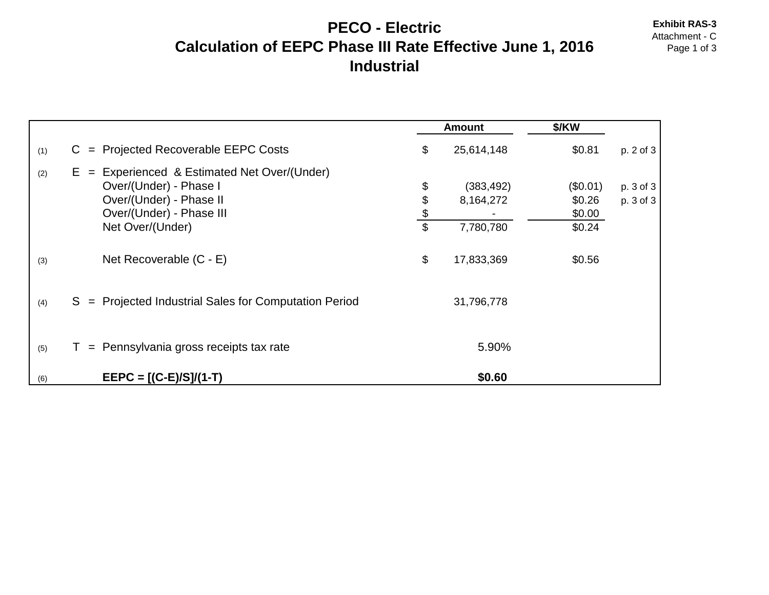**Exhibit RAS-3**
Attachment - C
Page 1 of 3

# PECO - Electric
## Calculation of EEPC Phase III Rate Effective June 1, 2016
## Industrial

| | | | | Amount | $/KW | |
|---|---|---|---|---|---|---|
| (1) | C | = | Projected Recoverable EEPC Costs | $ 25,614,148 | $0.81 | p. 2 of 3 |
| (2) | E | = | Experienced & Estimated Net Over/(Under) | | | |
| | | | Over/(Under) - Phase I | $ (383,492) | ($0.01) | p. 3 of 3 |
| | | | Over/(Under) - Phase II | $ 8,164,272 | $0.26 | p. 3 of 3 |
| | | | Over/(Under) - Phase III | $ - | $0.00 | |
| | | | Net Over/(Under) | $ 7,780,780 | $0.24 | |
| (3) | | | Net Recoverable (C - E) | $ 17,833,369 | $0.56 | |
| (4) | S | = | Projected Industrial Sales for Computation Period | 31,796,778 | | |
| (5) | T | = | Pennsylvania gross receipts tax rate | 5.90% | | |
| (6) | | | **EEPC = [(C-E)/S]/(1-T)** | **$0.60** | | |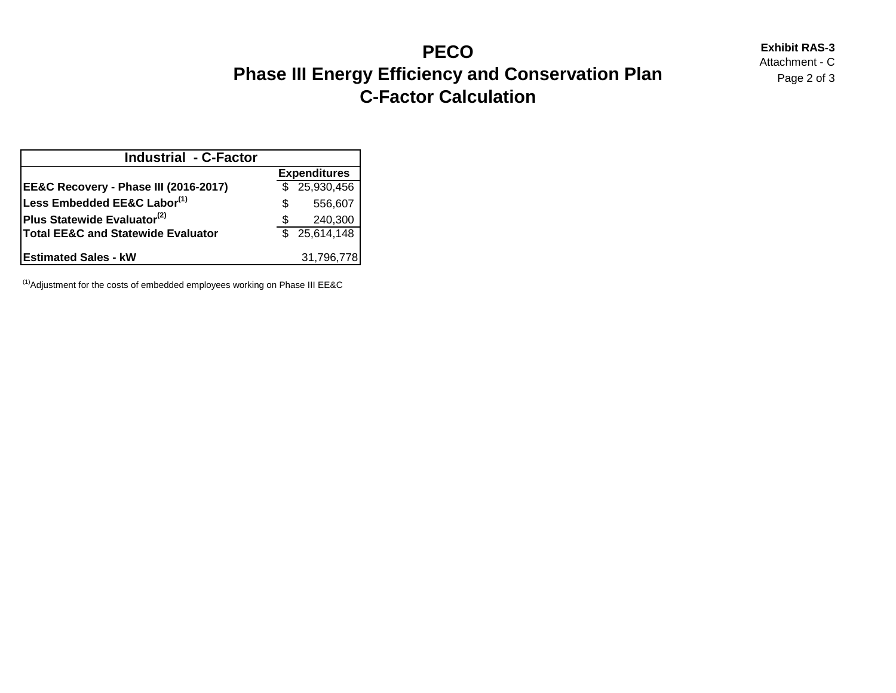**Exhibit RAS-3**
Attachment - C
Page 2 of 3

# PECO
## Phase III Energy Efficiency and Conservation Plan
## C-Factor Calculation

| Industrial - C-Factor | Expenditures |
|---|---|
| **EE&C Recovery - Phase III (2016-2017)** | $ 25,930,456 |
| **Less Embedded EE&C Labor[(1)]** | $ 556,607 |
| **Plus Statewide Evaluator[(2)]** | $ 240,300 |
| **Total EE&C and Statewide Evaluator** | $ 25,614,148 |
| | |
| **Estimated Sales - kW** | 31,796,778 |

[(1)]Adjustment for the costs of embedded employees working on Phase III EE&C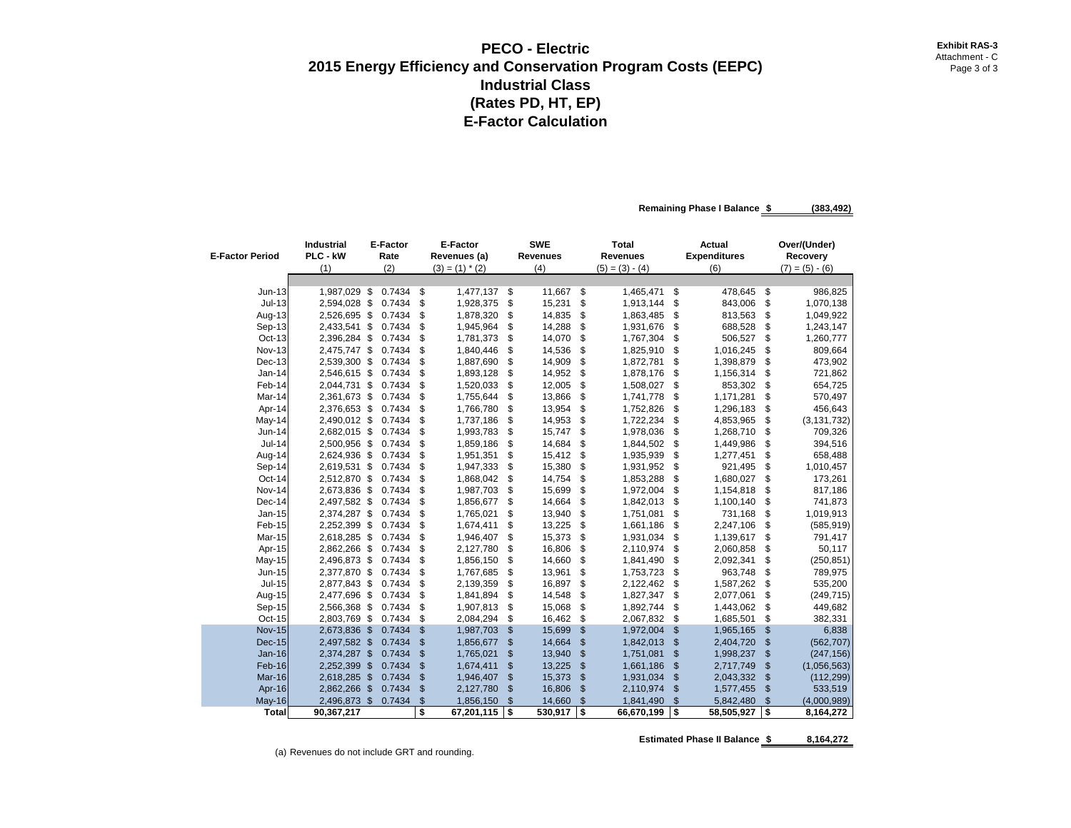Exhibit RAS-3
Attachment - C

# PECO - Electric
## 2015 Energy Efficiency and Conservation Program Costs (EEPC)
## Industrial Class
## (Rates PD, HT, EP)
## E-Factor Calculation

**Remaining Phase I Balance $ (383,492)**

| E-Factor Period | Industrial PLC - kW (1) | E-Factor Rate (2) | E-Factor Revenues (a) (3) = (1) * (2) | SWE Revenues (4) | Total Revenues (5) = (3) - (4) | Actual Expenditures (6) | Over/(Under) Recovery (7) = (5) - (6) |
|---|---|---|---|---|---|---|---|
| Jun-13 | 1,987,029 | $ 0.7434 | $ 1,477,137 | $ 11,667 | $ 1,465,471 | $ 478,645 | $ 986,825 |
| Jul-13 | 2,594,028 | $ 0.7434 | $ 1,928,375 | $ 15,231 | $ 1,913,144 | $ 843,006 | $ 1,070,138 |
| Aug-13 | 2,526,695 | $ 0.7434 | $ 1,878,320 | $ 14,835 | $ 1,863,485 | $ 813,563 | $ 1,049,922 |
| Sep-13 | 2,433,541 | $ 0.7434 | $ 1,945,964 | $ 14,288 | $ 1,931,676 | $ 688,528 | $ 1,243,147 |
| Oct-13 | 2,396,284 | $ 0.7434 | $ 1,781,373 | $ 14,070 | $ 1,767,304 | $ 506,527 | $ 1,260,777 |
| Nov-13 | 2,475,747 | $ 0.7434 | $ 1,840,446 | $ 14,536 | $ 1,825,910 | $ 1,016,245 | $ 809,664 |
| Dec-13 | 2,539,300 | $ 0.7434 | $ 1,887,690 | $ 14,909 | $ 1,872,781 | $ 1,398,879 | $ 473,902 |
| Jan-14 | 2,546,615 | $ 0.7434 | $ 1,893,128 | $ 14,952 | $ 1,878,176 | $ 1,156,314 | $ 721,862 |
| Feb-14 | 2,044,731 | $ 0.7434 | $ 1,520,033 | $ 12,005 | $ 1,508,027 | $ 853,302 | $ 654,725 |
| Mar-14 | 2,361,673 | $ 0.7434 | $ 1,755,644 | $ 13,866 | $ 1,741,778 | $ 1,171,281 | $ 570,497 |
| Apr-14 | 2,376,653 | $ 0.7434 | $ 1,766,780 | $ 13,954 | $ 1,752,826 | $ 1,296,183 | $ 456,643 |
| May-14 | 2,490,012 | $ 0.7434 | $ 1,737,186 | $ 14,953 | $ 1,722,234 | $ 4,853,965 | $ (3,131,732) |
| Jun-14 | 2,682,015 | $ 0.7434 | $ 1,993,783 | $ 15,747 | $ 1,978,036 | $ 1,268,710 | $ 709,326 |
| Jul-14 | 2,500,956 | $ 0.7434 | $ 1,859,186 | $ 14,684 | $ 1,844,502 | $ 1,449,986 | $ 394,516 |
| Aug-14 | 2,624,936 | $ 0.7434 | $ 1,951,351 | $ 15,412 | $ 1,935,939 | $ 1,277,451 | $ 658,488 |
| Sep-14 | 2,619,531 | $ 0.7434 | $ 1,947,333 | $ 15,380 | $ 1,931,952 | $ 921,495 | $ 1,010,457 |
| Oct-14 | 2,512,870 | $ 0.7434 | $ 1,868,042 | $ 14,754 | $ 1,853,288 | $ 1,680,027 | $ 173,261 |
| Nov-14 | 2,673,836 | $ 0.7434 | $ 1,987,703 | $ 15,699 | $ 1,972,004 | $ 1,154,818 | $ 817,186 |
| Dec-14 | 2,497,582 | $ 0.7434 | $ 1,856,677 | $ 14,664 | $ 1,842,013 | $ 1,100,140 | $ 741,873 |
| Jan-15 | 2,374,287 | $ 0.7434 | $ 1,765,021 | $ 13,940 | $ 1,751,081 | $ 731,168 | $ 1,019,913 |
| Feb-15 | 2,252,399 | $ 0.7434 | $ 1,674,411 | $ 13,225 | $ 1,661,186 | $ 2,247,106 | $ (585,919) |
| Mar-15 | 2,618,285 | $ 0.7434 | $ 1,946,407 | $ 15,373 | $ 1,931,034 | $ 1,139,617 | $ 791,417 |
| Apr-15 | 2,862,266 | $ 0.7434 | $ 2,127,780 | $ 16,806 | $ 2,110,974 | $ 2,060,858 | $ 50,117 |
| May-15 | 2,496,873 | $ 0.7434 | $ 1,856,150 | $ 14,660 | $ 1,841,490 | $ 2,092,341 | $ (250,851) |
| Jun-15 | 2,377,870 | $ 0.7434 | $ 1,767,685 | $ 13,961 | $ 1,753,723 | $ 963,748 | $ 789,975 |
| Jul-15 | 2,877,843 | $ 0.7434 | $ 2,139,359 | $ 16,897 | $ 2,122,462 | $ 1,587,262 | $ 535,200 |
| Aug-15 | 2,477,696 | $ 0.7434 | $ 1,841,894 | $ 14,548 | $ 1,827,347 | $ 2,077,061 | $ (249,715) |
| Sep-15 | 2,566,368 | $ 0.7434 | $ 1,907,813 | $ 15,068 | $ 1,892,744 | $ 1,443,062 | $ 449,682 |
| Oct-15 | 2,803,769 | $ 0.7434 | $ 2,084,294 | $ 16,462 | $ 2,067,832 | $ 1,685,501 | $ 382,331 |
| Nov-15 | 2,673,836 | $ 0.7434 | $ 1,987,703 | $ 15,699 | $ 1,972,004 | $ 1,965,165 | $ 6,838 |
| Dec-15 | 2,497,582 | $ 0.7434 | $ 1,856,677 | $ 14,664 | $ 1,842,013 | $ 2,404,720 | $ (562,707) |
| Jan-16 | 2,374,287 | $ 0.7434 | $ 1,765,021 | $ 13,940 | $ 1,751,081 | $ 1,998,237 | $ (247,156) |
| Feb-16 | 2,252,399 | $ 0.7434 | $ 1,674,411 | $ 13,225 | $ 1,661,186 | $ 2,717,749 | $ (1,056,563) |
| Mar-16 | 2,618,285 | $ 0.7434 | $ 1,946,407 | $ 15,373 | $ 1,931,034 | $ 2,043,332 | $ (112,299) |
| Apr-16 | 2,862,266 | $ 0.7434 | $ 2,127,780 | $ 16,806 | $ 2,110,974 | $ 1,577,455 | $ 533,519 |
| May-16 | 2,496,873 | $ 0.7434 | $ 1,856,150 | $ 14,660 | $ 1,841,490 | $ 5,842,480 | $ (4,000,989) |
| **Total** | **90,367,217** | | **$ 67,201,115** | **$ 530,917** | **$ 66,670,199** | **$ 58,505,927** | **$ 8,164,272** |

**Estimated Phase II Balance $ 8,164,272**

(a) Revenues do not include GRT and rounding.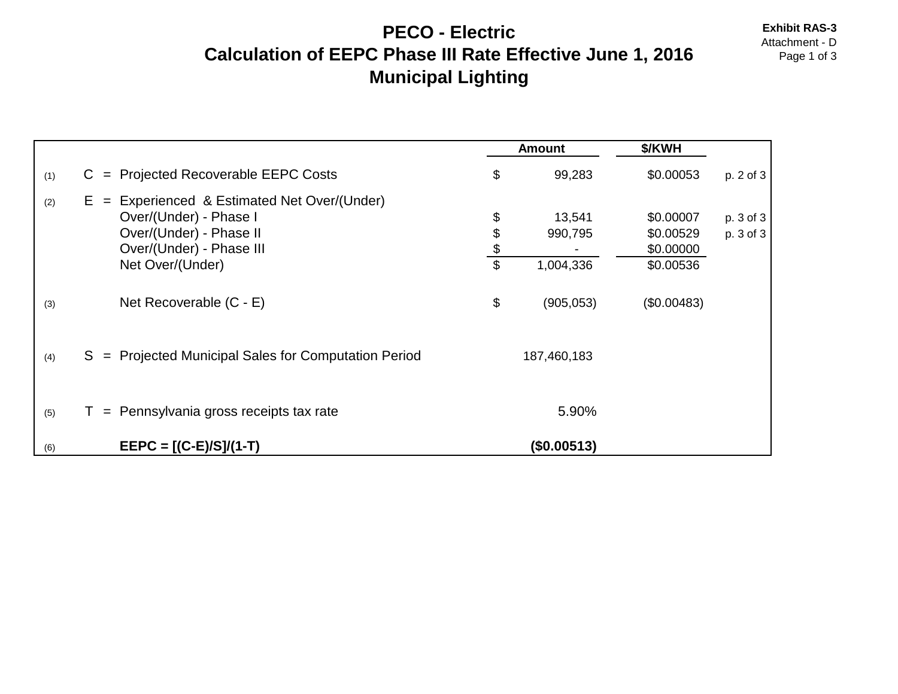**Exhibit RAS-3**
Attachment - D
Page 1 of 3

# PECO - Electric
## Calculation of EEPC Phase III Rate Effective June 1, 2016
## Municipal Lighting

| | | | | Amount | $/KWH | |
|---|---|---|---|---|---|---|
| (1) | C | = | Projected Recoverable EEPC Costs | $ 99,283 | $0.00053 | p. 2 of 3 |
| (2) | E | = | Experienced & Estimated Net Over/(Under) | | | |
| | | | Over/(Under) - Phase I | $ 13,541 | $0.00007 | p. 3 of 3 |
| | | | Over/(Under) - Phase II | $ 990,795 | $0.00529 | p. 3 of 3 |
| | | | Over/(Under) - Phase III | $ - | $0.00000 | |
| | | | Net Over/(Under) | $ 1,004,336 | $0.00536 | |
| (3) | | | Net Recoverable (C - E) | $ (905,053) | ($0.00483) | |
| (4) | S | = | Projected Municipal Sales for Computation Period | 187,460,183 | | |
| (5) | T | = | Pennsylvania gross receipts tax rate | 5.90% | | |
| (6) | | | **EEPC = [(C-E)/S]/(1-T)** | **($0.00513)** | | |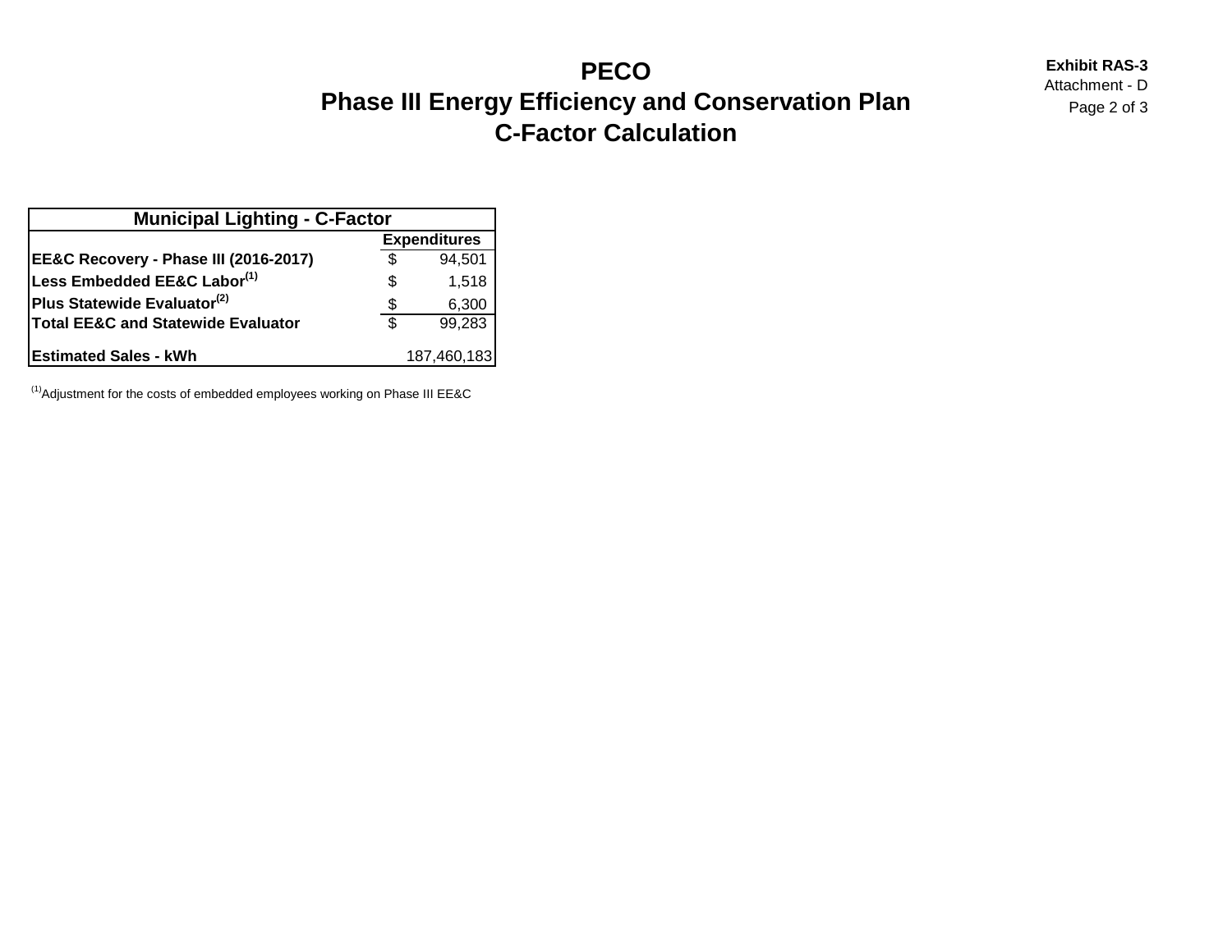**Exhibit RAS-3**
Attachment - D

# PECO
## Phase III Energy Efficiency and Conservation Plan
## C-Factor Calculation

| Municipal Lighting - C-Factor | |
|---|---|
| | **Expenditures** |
| **EE&C Recovery - Phase III (2016-2017)** | $ 94,501 |
| **Less Embedded EE&C Labor[1]** | $ 1,518 |
| **Plus Statewide Evaluator[2]** | $ 6,300 |
| **Total EE&C and Statewide Evaluator** | $ 99,283 |
| **Estimated Sales - kWh** | 187,460,183 |

[1]Adjustment for the costs of embedded employees working on Phase III EE&C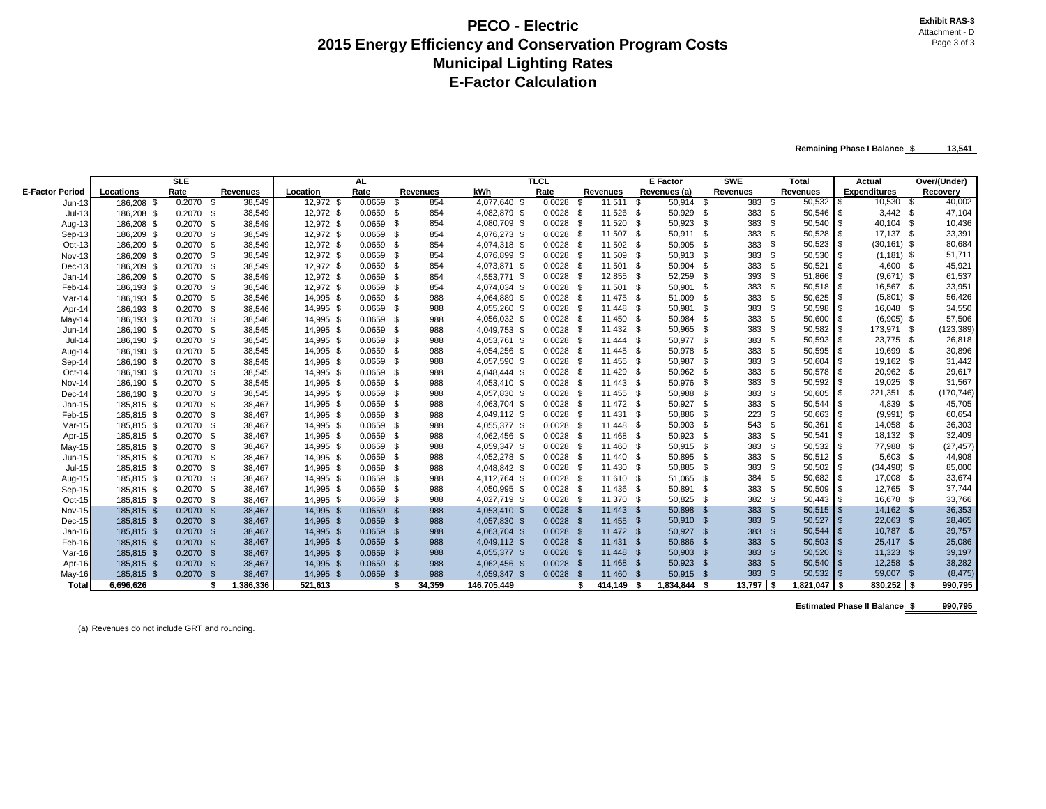Exhibit RAS-3
Attachment - D
Page 3 of 3

# PECO - Electric
## 2015 Energy Efficiency and Conservation Program Costs
## Municipal Lighting Rates
## E-Factor Calculation

**Remaining Phase I Balance $ 13,541**

| | SLE | | | AL | | | TLCL | | | E Factor | SWE | Total | Actual | Over/(Under) |
|---|---|---|---|---|---|---|---|---|---|---|---|---|---|---|
| **E-Factor Period** | **Locations** | **Rate** | **Revenues** | **Location** | **Rate** | **Revenues** | **kWh** | **Rate** | **Revenues** | **Revenues (a)** | **Revenues** | **Revenues** | **Expenditures** | **Recovery** |
| Jun-13 | 186,208 | $ 0.2070 | $ 38,549 | 12,972 | $ 0.0659 | $ 854 | 4,077,640 | $ 0.0028 | $ 11,511 | $ 50,914 | $ 383 | $ 50,532 | $ 10,530 | $ 40,002 |
| Jul-13 | 186,208 | $ 0.2070 | $ 38,549 | 12,972 | $ 0.0659 | $ 854 | 4,082,879 | $ 0.0028 | $ 11,526 | $ 50,929 | $ 383 | $ 50,546 | $ 3,442 | $ 47,104 |
| Aug-13 | 186,208 | $ 0.2070 | $ 38,549 | 12,972 | $ 0.0659 | $ 854 | 4,080,709 | $ 0.0028 | $ 11,520 | $ 50,923 | $ 383 | $ 50,540 | $ 40,104 | $ 10,436 |
| Sep-13 | 186,209 | $ 0.2070 | $ 38,549 | 12,972 | $ 0.0659 | $ 854 | 4,076,273 | $ 0.0028 | $ 11,507 | $ 50,911 | $ 383 | $ 50,528 | $ 17,137 | $ 33,391 |
| Oct-13 | 186,209 | $ 0.2070 | $ 38,549 | 12,972 | $ 0.0659 | $ 854 | 4,074,318 | $ 0.0028 | $ 11,502 | $ 50,905 | $ 383 | $ 50,523 | $ (30,161) | $ 80,684 |
| Nov-13 | 186,209 | $ 0.2070 | $ 38,549 | 12,972 | $ 0.0659 | $ 854 | 4,076,899 | $ 0.0028 | $ 11,509 | $ 50,913 | $ 383 | $ 50,530 | $ (1,181) | $ 51,711 |
| Dec-13 | 186,209 | $ 0.2070 | $ 38,549 | 12,972 | $ 0.0659 | $ 854 | 4,073,871 | $ 0.0028 | $ 11,501 | $ 50,904 | $ 383 | $ 50,521 | $ 4,600 | $ 45,921 |
| Jan-14 | 186,209 | $ 0.2070 | $ 38,549 | 12,972 | $ 0.0659 | $ 854 | 4,553,771 | $ 0.0028 | $ 12,855 | $ 52,259 | $ 393 | $ 51,866 | $ (9,671) | $ 61,537 |
| Feb-14 | 186,193 | $ 0.2070 | $ 38,546 | 12,972 | $ 0.0659 | $ 854 | 4,074,034 | $ 0.0028 | $ 11,501 | $ 50,901 | $ 383 | $ 50,518 | $ 16,567 | $ 33,951 |
| Mar-14 | 186,193 | $ 0.2070 | $ 38,546 | 14,995 | $ 0.0659 | $ 988 | 4,064,889 | $ 0.0028 | $ 11,475 | $ 51,009 | $ 383 | $ 50,625 | $ (5,801) | $ 56,426 |
| Apr-14 | 186,193 | $ 0.2070 | $ 38,546 | 14,995 | $ 0.0659 | $ 988 | 4,055,260 | $ 0.0028 | $ 11,448 | $ 50,981 | $ 383 | $ 50,598 | $ 16,048 | $ 34,550 |
| May-14 | 186,193 | $ 0.2070 | $ 38,546 | 14,995 | $ 0.0659 | $ 988 | 4,056,032 | $ 0.0028 | $ 11,450 | $ 50,984 | $ 383 | $ 50,600 | $ (6,905) | $ 57,506 |
| Jun-14 | 186,190 | $ 0.2070 | $ 38,545 | 14,995 | $ 0.0659 | $ 988 | 4,049,753 | $ 0.0028 | $ 11,432 | $ 50,965 | $ 383 | $ 50,582 | $ 173,971 | $ (123,389) |
| Jul-14 | 186,190 | $ 0.2070 | $ 38,545 | 14,995 | $ 0.0659 | $ 988 | 4,053,761 | $ 0.0028 | $ 11,444 | $ 50,977 | $ 383 | $ 50,593 | $ 23,775 | $ 26,818 |
| Aug-14 | 186,190 | $ 0.2070 | $ 38,545 | 14,995 | $ 0.0659 | $ 988 | 4,054,256 | $ 0.0028 | $ 11,445 | $ 50,978 | $ 383 | $ 50,595 | $ 19,699 | $ 30,896 |
| Sep-14 | 186,190 | $ 0.2070 | $ 38,545 | 14,995 | $ 0.0659 | $ 988 | 4,057,590 | $ 0.0028 | $ 11,455 | $ 50,987 | $ 383 | $ 50,604 | $ 19,162 | $ 31,442 |
| Oct-14 | 186,190 | $ 0.2070 | $ 38,545 | 14,995 | $ 0.0659 | $ 988 | 4,048,444 | $ 0.0028 | $ 11,429 | $ 50,962 | $ 383 | $ 50,578 | $ 20,962 | $ 29,617 |
| Nov-14 | 186,190 | $ 0.2070 | $ 38,545 | 14,995 | $ 0.0659 | $ 988 | 4,053,410 | $ 0.0028 | $ 11,443 | $ 50,976 | $ 383 | $ 50,592 | $ 19,025 | $ 31,567 |
| Dec-14 | 186,190 | $ 0.2070 | $ 38,545 | 14,995 | $ 0.0659 | $ 988 | 4,057,830 | $ 0.0028 | $ 11,455 | $ 50,988 | $ 383 | $ 50,605 | $ 221,351 | $ (170,746) |
| Jan-15 | 185,815 | $ 0.2070 | $ 38,467 | 14,995 | $ 0.0659 | $ 988 | 4,063,704 | $ 0.0028 | $ 11,472 | $ 50,927 | $ 383 | $ 50,544 | $ 4,839 | $ 45,705 |
| Feb-15 | 185,815 | $ 0.2070 | $ 38,467 | 14,995 | $ 0.0659 | $ 988 | 4,049,112 | $ 0.0028 | $ 11,431 | $ 50,886 | $ 223 | $ 50,663 | $ (9,991) | $ 60,654 |
| Mar-15 | 185,815 | $ 0.2070 | $ 38,467 | 14,995 | $ 0.0659 | $ 988 | 4,055,377 | $ 0.0028 | $ 11,448 | $ 50,903 | $ 543 | $ 50,361 | $ 14,058 | $ 36,303 |
| Apr-15 | 185,815 | $ 0.2070 | $ 38,467 | 14,995 | $ 0.0659 | $ 988 | 4,062,456 | $ 0.0028 | $ 11,468 | $ 50,923 | $ 383 | $ 50,541 | $ 18,132 | $ 32,409 |
| May-15 | 185,815 | $ 0.2070 | $ 38,467 | 14,995 | $ 0.0659 | $ 988 | 4,059,347 | $ 0.0028 | $ 11,460 | $ 50,915 | $ 383 | $ 50,532 | $ 77,988 | $ (27,457) |
| Jun-15 | 185,815 | $ 0.2070 | $ 38,467 | 14,995 | $ 0.0659 | $ 988 | 4,052,278 | $ 0.0028 | $ 11,440 | $ 50,895 | $ 383 | $ 50,512 | $ 5,603 | $ 44,908 |
| Jul-15 | 185,815 | $ 0.2070 | $ 38,467 | 14,995 | $ 0.0659 | $ 988 | 4,048,842 | $ 0.0028 | $ 11,430 | $ 50,885 | $ 383 | $ 50,502 | $ (34,498) | $ 85,000 |
| Aug-15 | 185,815 | $ 0.2070 | $ 38,467 | 14,995 | $ 0.0659 | $ 988 | 4,112,764 | $ 0.0028 | $ 11,610 | $ 51,065 | $ 384 | $ 50,682 | $ 17,008 | $ 33,674 |
| Sep-15 | 185,815 | $ 0.2070 | $ 38,467 | 14,995 | $ 0.0659 | $ 988 | 4,050,995 | $ 0.0028 | $ 11,436 | $ 50,891 | $ 383 | $ 50,509 | $ 12,765 | $ 37,744 |
| Oct-15 | 185,815 | $ 0.2070 | $ 38,467 | 14,995 | $ 0.0659 | $ 988 | 4,027,719 | $ 0.0028 | $ 11,370 | $ 50,825 | $ 382 | $ 50,443 | $ 16,678 | $ 33,766 |
| Nov-15 | 185,815 | $ 0.2070 | $ 38,467 | 14,995 | $ 0.0659 | $ 988 | 4,053,410 | $ 0.0028 | $ 11,443 | $ 50,898 | $ 383 | $ 50,515 | $ 14,162 | $ 36,353 |
| Dec-15 | 185,815 | $ 0.2070 | $ 38,467 | 14,995 | $ 0.0659 | $ 988 | 4,057,830 | $ 0.0028 | $ 11,455 | $ 50,910 | $ 383 | $ 50,527 | $ 22,063 | $ 28,465 |
| Jan-16 | 185,815 | $ 0.2070 | $ 38,467 | 14,995 | $ 0.0659 | $ 988 | 4,063,704 | $ 0.0028 | $ 11,472 | $ 50,927 | $ 383 | $ 50,544 | $ 10,787 | $ 39,757 |
| Feb-16 | 185,815 | $ 0.2070 | $ 38,467 | 14,995 | $ 0.0659 | $ 988 | 4,049,112 | $ 0.0028 | $ 11,431 | $ 50,886 | $ 383 | $ 50,503 | $ 25,417 | $ 25,086 |
| Mar-16 | 185,815 | $ 0.2070 | $ 38,467 | 14,995 | $ 0.0659 | $ 988 | 4,055,377 | $ 0.0028 | $ 11,448 | $ 50,903 | $ 383 | $ 50,520 | $ 11,323 | $ 39,197 |
| Apr-16 | 185,815 | $ 0.2070 | $ 38,467 | 14,995 | $ 0.0659 | $ 988 | 4,062,456 | $ 0.0028 | $ 11,468 | $ 50,923 | $ 383 | $ 50,540 | $ 12,258 | $ 38,282 |
| May-16 | 185,815 | $ 0.2070 | $ 38,467 | 14,995 | $ 0.0659 | $ 988 | 4,059,347 | $ 0.0028 | $ 11,460 | $ 50,915 | $ 383 | $ 50,532 | $ 59,007 | $ (8,475) |
| **Total** | **6,696,626** | | **$ 1,386,336** | **521,613** | | **$ 34,359** | **146,705,449** | | **$ 414,149** | **$ 1,834,844** | **$ 13,797** | **$ 1,821,047** | **$ 830,252** | **$ 990,795** |

**Estimated Phase II Balance $ 990,795**

(a) Revenues do not include GRT and rounding.